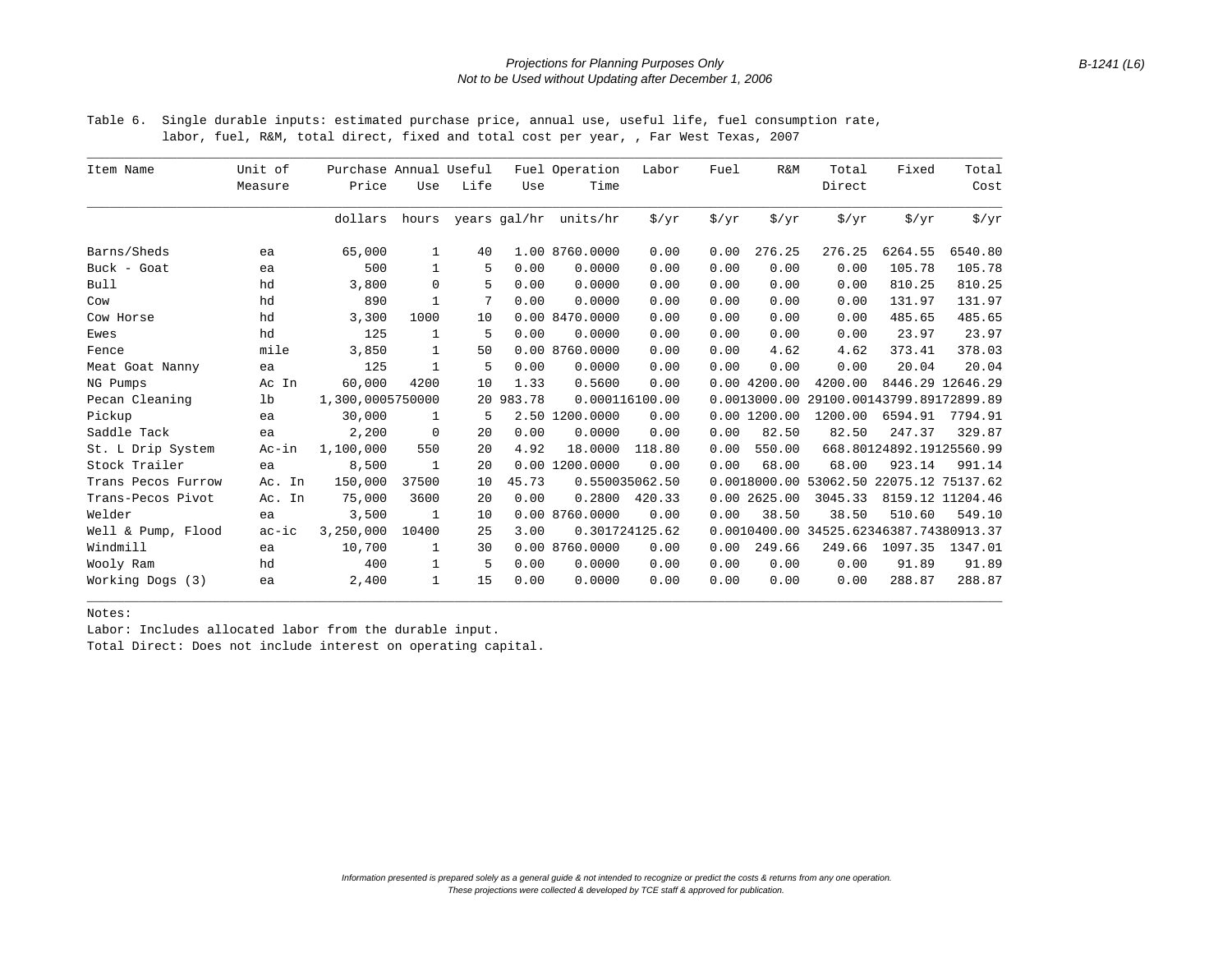Table 6. Single durable inputs: estimated purchase price, annual use, useful life, fuel consumption rate, labor, fuel, R&M, total direct, fixed and total cost per year, , Far West Texas, 2007

| Item Name | Unit of Measure | Purchase Price | Annual Use | Useful Life | Fuel Use | Operation Time | Labor | Fuel | R&M | Total Direct | Fixed | Total Cost |
|---|---|---|---|---|---|---|---|---|---|---|---|---|
| | | dollars | hours | years | gal/hr | units/hr | $/yr | $/yr | $/yr | $/yr | $/yr | $/yr |
| Barns/Sheds | ea | 65,000 | 1 | 40 | 1.00 | 8760.0000 | 0.00 | 0.00 | 276.25 | 276.25 | 6264.55 | 6540.80 |
| Buck - Goat | ea | 500 | 1 | 5 | 0.00 | 0.0000 | 0.00 | 0.00 | 0.00 | 0.00 | 105.78 | 105.78 |
| Bull | hd | 3,800 | 0 | 5 | 0.00 | 0.0000 | 0.00 | 0.00 | 0.00 | 0.00 | 810.25 | 810.25 |
| Cow | hd | 890 | 1 | 7 | 0.00 | 0.0000 | 0.00 | 0.00 | 0.00 | 0.00 | 131.97 | 131.97 |
| Cow Horse | hd | 3,300 | 1000 | 10 | 0.00 | 8470.0000 | 0.00 | 0.00 | 0.00 | 0.00 | 485.65 | 485.65 |
| Ewes | hd | 125 | 1 | 5 | 0.00 | 0.0000 | 0.00 | 0.00 | 0.00 | 0.00 | 23.97 | 23.97 |
| Fence | mile | 3,850 | 1 | 50 | 0.00 | 8760.0000 | 0.00 | 0.00 | 4.62 | 4.62 | 373.41 | 378.03 |
| Meat Goat Nanny | ea | 125 | 1 | 5 | 0.00 | 0.0000 | 0.00 | 0.00 | 0.00 | 0.00 | 20.04 | 20.04 |
| NG Pumps | Ac In | 60,000 | 4200 | 10 | 1.33 | 0.5600 | 0.00 | 0.00 | 4200.00 | 4200.00 | 8446.29 | 12646.29 |
| Pecan Cleaning | lb | 1,300,000 | 5750000 | 20 | 983.78 | 0.0001 | 16100.00 | 0.00 | 13000.00 | 29100.00 | 143799.89 | 172899.89 |
| Pickup | ea | 30,000 | 1 | 5 | 2.50 | 1200.0000 | 0.00 | 0.00 | 1200.00 | 1200.00 | 6594.91 | 7794.91 |
| Saddle Tack | ea | 2,200 | 0 | 20 | 0.00 | 0.0000 | 0.00 | 0.00 | 82.50 | 82.50 | 247.37 | 329.87 |
| St. L Drip System | Ac-in | 1,100,000 | 550 | 20 | 4.92 | 18.0000 | 118.80 | 0.00 | 550.00 | 668.80 | 124892.19 | 125560.99 |
| Stock Trailer | ea | 8,500 | 1 | 20 | 0.00 | 1200.0000 | 0.00 | 0.00 | 68.00 | 68.00 | 923.14 | 991.14 |
| Trans Pecos Furrow | Ac. In | 150,000 | 37500 | 10 | 45.73 | 0.5500 | 35062.50 | 0.00 | 18000.00 | 53062.50 | 22075.12 | 75137.62 |
| Trans-Pecos Pivot | Ac. In | 75,000 | 3600 | 20 | 0.00 | 0.2800 | 420.33 | 0.00 | 2625.00 | 3045.33 | 8159.12 | 11204.46 |
| Welder | ea | 3,500 | 1 | 10 | 0.00 | 8760.0000 | 0.00 | 0.00 | 38.50 | 38.50 | 510.60 | 549.10 |
| Well & Pump, Flood | ac-ic | 3,250,000 | 10400 | 25 | 3.00 | 0.3017 | 24125.62 | 0.00 | 10400.00 | 34525.62 | 346387.74 | 380913.37 |
| Windmill | ea | 10,700 | 1 | 30 | 0.00 | 8760.0000 | 0.00 | 0.00 | 249.66 | 249.66 | 1097.35 | 1347.01 |
| Wooly Ram | hd | 400 | 1 | 5 | 0.00 | 0.0000 | 0.00 | 0.00 | 0.00 | 0.00 | 91.89 | 91.89 |
| Working Dogs (3) | ea | 2,400 | 1 | 15 | 0.00 | 0.0000 | 0.00 | 0.00 | 0.00 | 0.00 | 288.87 | 288.87 |

Notes:

Labor: Includes allocated labor from the durable input.

Total Direct: Does not include interest on operating capital.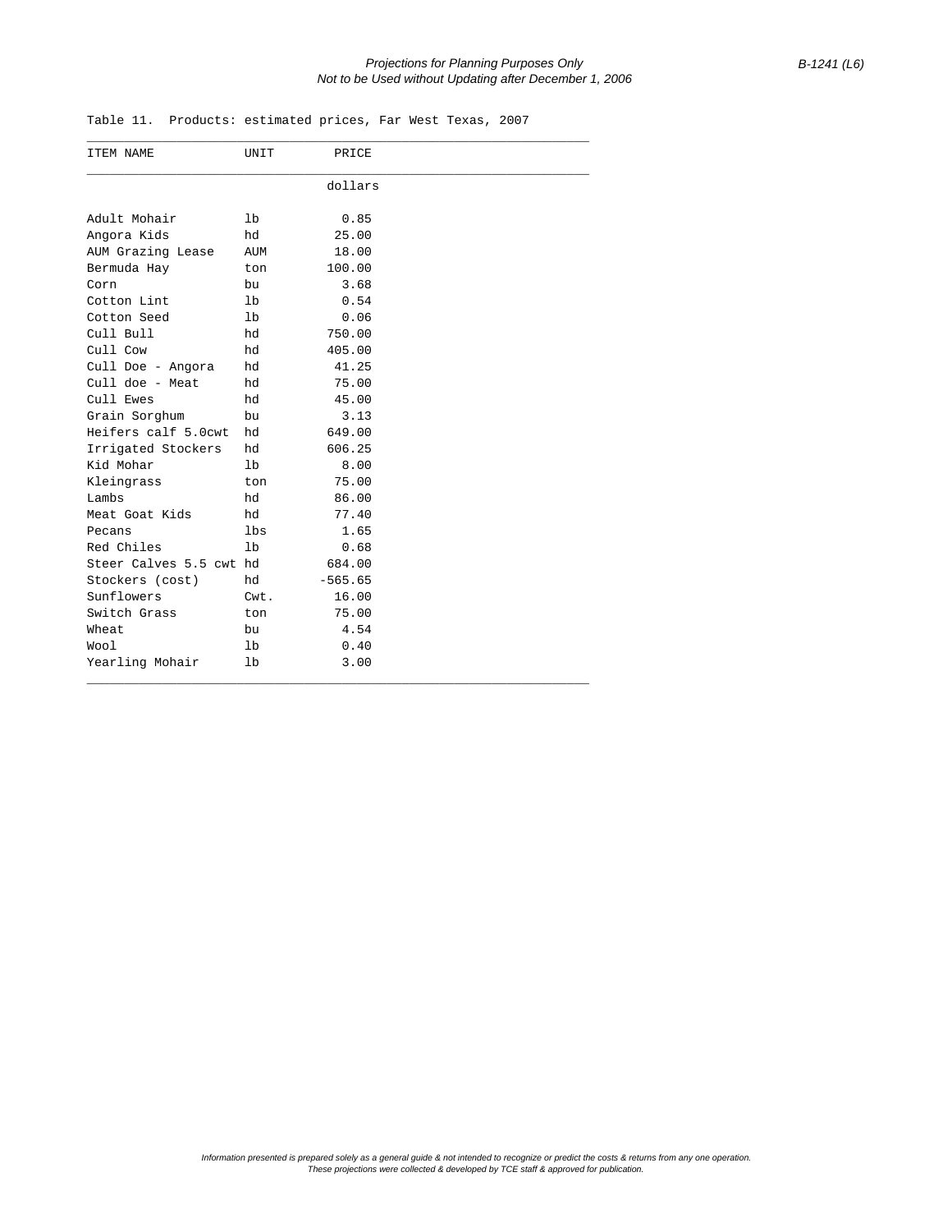Table 11. Products: estimated prices, Far West Texas, 2007

| ITEM NAME | UNIT | PRICE |
|---|---|---|
| | | dollars |
| Adult Mohair | lb | 0.85 |
| Angora Kids | hd | 25.00 |
| AUM Grazing Lease | AUM | 18.00 |
| Bermuda Hay | ton | 100.00 |
| Corn | bu | 3.68 |
| Cotton Lint | lb | 0.54 |
| Cotton Seed | lb | 0.06 |
| Cull Bull | hd | 750.00 |
| Cull Cow | hd | 405.00 |
| Cull Doe - Angora | hd | 41.25 |
| Cull doe - Meat | hd | 75.00 |
| Cull Ewes | hd | 45.00 |
| Grain Sorghum | bu | 3.13 |
| Heifers calf 5.0cwt | hd | 649.00 |
| Irrigated Stockers | hd | 606.25 |
| Kid Mohar | lb | 8.00 |
| Kleingrass | ton | 75.00 |
| Lambs | hd | 86.00 |
| Meat Goat Kids | hd | 77.40 |
| Pecans | lbs | 1.65 |
| Red Chiles | lb | 0.68 |
| Steer Calves 5.5 cwt | hd | 684.00 |
| Stockers (cost) | hd | -565.65 |
| Sunflowers | Cwt. | 16.00 |
| Switch Grass | ton | 75.00 |
| Wheat | bu | 4.54 |
| Wool | lb | 0.40 |
| Yearling Mohair | lb | 3.00 |

*Information presented is prepared solely as a general guide & not intended to recognize or predict the costs & returns from any one operation. These projections were collected & developed by TCE staff & approved for publication.*